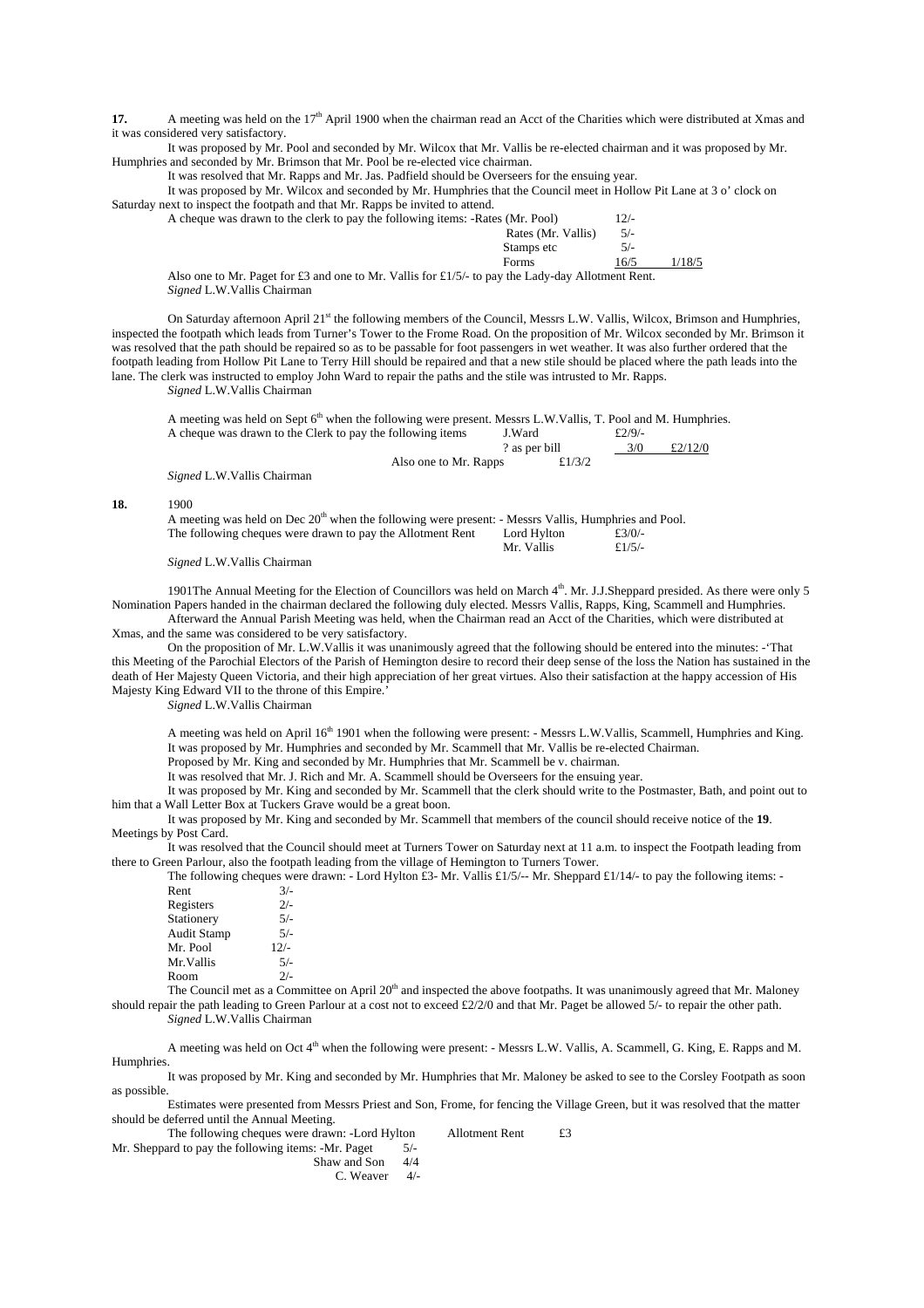**17.** A meeting was held on the 17th April 1900 when the chairman read an Acct of the Charities which were distributed at Xmas and it was considered very satisfactory.

It was proposed by Mr. Pool and seconded by Mr. Wilcox that Mr. Vallis be re-elected chairman and it was proposed by Mr. Humphries and seconded by Mr. Brimson that Mr. Pool be re-elected vice chairman.

It was resolved that Mr. Rapps and Mr. Jas. Padfield should be Overseers for the ensuing year.

It was proposed by Mr. Wilcox and seconded by Mr. Humphries that the Council meet in Hollow Pit Lane at 3 o' clock on Saturday next to inspect the footpath and that Mr. Rapps be invited to attend.

A cheque was drawn to the clerk to pay the following items: -Rates (Mr. Pool) 12/-
Rates (Mr. Vallis) 5/-
Stamps etc 5/-
Forms 16/5 1/18/5

Also one to Mr. Paget for £3 and one to Mr. Vallis for £1/5/- to pay the Lady-day Allotment Rent.

*Signed* L.W.Vallis Chairman

On Saturday afternoon April 21st the following members of the Council, Messrs L.W. Vallis, Wilcox, Brimson and Humphries, inspected the footpath which leads from Turner's Tower to the Frome Road. On the proposition of Mr. Wilcox seconded by Mr. Brimson it was resolved that the path should be repaired so as to be passable for foot passengers in wet weather. It was also further ordered that the footpath leading from Hollow Pit Lane to Terry Hill should be repaired and that a new stile should be placed where the path leads into the lane. The clerk was instructed to employ John Ward to repair the paths and the stile was intrusted to Mr. Rapps.

*Signed* L.W.Vallis Chairman

A meeting was held on Sept 6th when the following were present. Messrs L.W.Vallis, T. Pool and M. Humphries.

A cheque was drawn to the Clerk to pay the following items J.Ward £2/9/-
? as per bill 3/0 £2/12/0
Also one to Mr. Rapps £1/3/2

*Signed* L.W.Vallis Chairman

**18.** 1900

A meeting was held on Dec 20th when the following were present: - Messrs Vallis, Humphries and Pool.

The following cheques were drawn to pay the Allotment Rent Lord Hylton £3/0/-
Mr. Vallis £1/5/-

*Signed* L.W.Vallis Chairman

1901The Annual Meeting for the Election of Councillors was held on March 4th. Mr. J.J.Sheppard presided. As there were only 5 Nomination Papers handed in the chairman declared the following duly elected. Messrs Vallis, Rapps, King, Scammell and Humphries.

Afterward the Annual Parish Meeting was held, when the Chairman read an Acct of the Charities, which were distributed at Xmas, and the same was considered to be very satisfactory.

On the proposition of Mr. L.W.Vallis it was unanimously agreed that the following should be entered into the minutes: -'That this Meeting of the Parochial Electors of the Parish of Hemington desire to record their deep sense of the loss the Nation has sustained in the death of Her Majesty Queen Victoria, and their high appreciation of her great virtues. Also their satisfaction at the happy accession of His Majesty King Edward VII to the throne of this Empire.'

*Signed* L.W.Vallis Chairman

A meeting was held on April 16th 1901 when the following were present: - Messrs L.W.Vallis, Scammell, Humphries and King.

It was proposed by Mr. Humphries and seconded by Mr. Scammell that Mr. Vallis be re-elected Chairman.

Proposed by Mr. King and seconded by Mr. Humphries that Mr. Scammell be v. chairman.

It was resolved that Mr. J. Rich and Mr. A. Scammell should be Overseers for the ensuing year.

It was proposed by Mr. King and seconded by Mr. Scammell that the clerk should write to the Postmaster, Bath, and point out to him that a Wall Letter Box at Tuckers Grave would be a great boon.

It was proposed by Mr. King and seconded by Mr. Scammell that members of the council should receive notice of the **19**. Meetings by Post Card.

It was resolved that the Council should meet at Turners Tower on Saturday next at 11 a.m. to inspect the Footpath leading from there to Green Parlour, also the footpath leading from the village of Hemington to Turners Tower.

The following cheques were drawn: - Lord Hylton £3- Mr. Vallis £1/5/-- Mr. Sheppard £1/14/- to pay the following items: -

| | |
|---|---|
| Rent | 3/- |
| Registers | 2/- |
| Stationery | 5/- |
| Audit Stamp | 5/- |
| Mr. Pool | 12/- |
| Mr.Vallis | 5/- |
| Room | 2/- |

The Council met as a Committee on April 20th and inspected the above footpaths. It was unanimously agreed that Mr. Maloney should repair the path leading to Green Parlour at a cost not to exceed £2/2/0 and that Mr. Paget be allowed 5/- to repair the other path.

*Signed* L.W.Vallis Chairman

A meeting was held on Oct 4th when the following were present: - Messrs L.W. Vallis, A. Scammell, G. King, E. Rapps and M. Humphries.

It was proposed by Mr. King and seconded by Mr. Humphries that Mr. Maloney be asked to see to the Corsley Footpath as soon as possible.

Estimates were presented from Messrs Priest and Son, Frome, for fencing the Village Green, but it was resolved that the matter should be deferred until the Annual Meeting.

The following cheques were drawn: -Lord Hylton Allotment Rent £3

Mr. Sheppard to pay the following items: -Mr. Paget 5/-
Shaw and Son 4/4
C. Weaver 4/-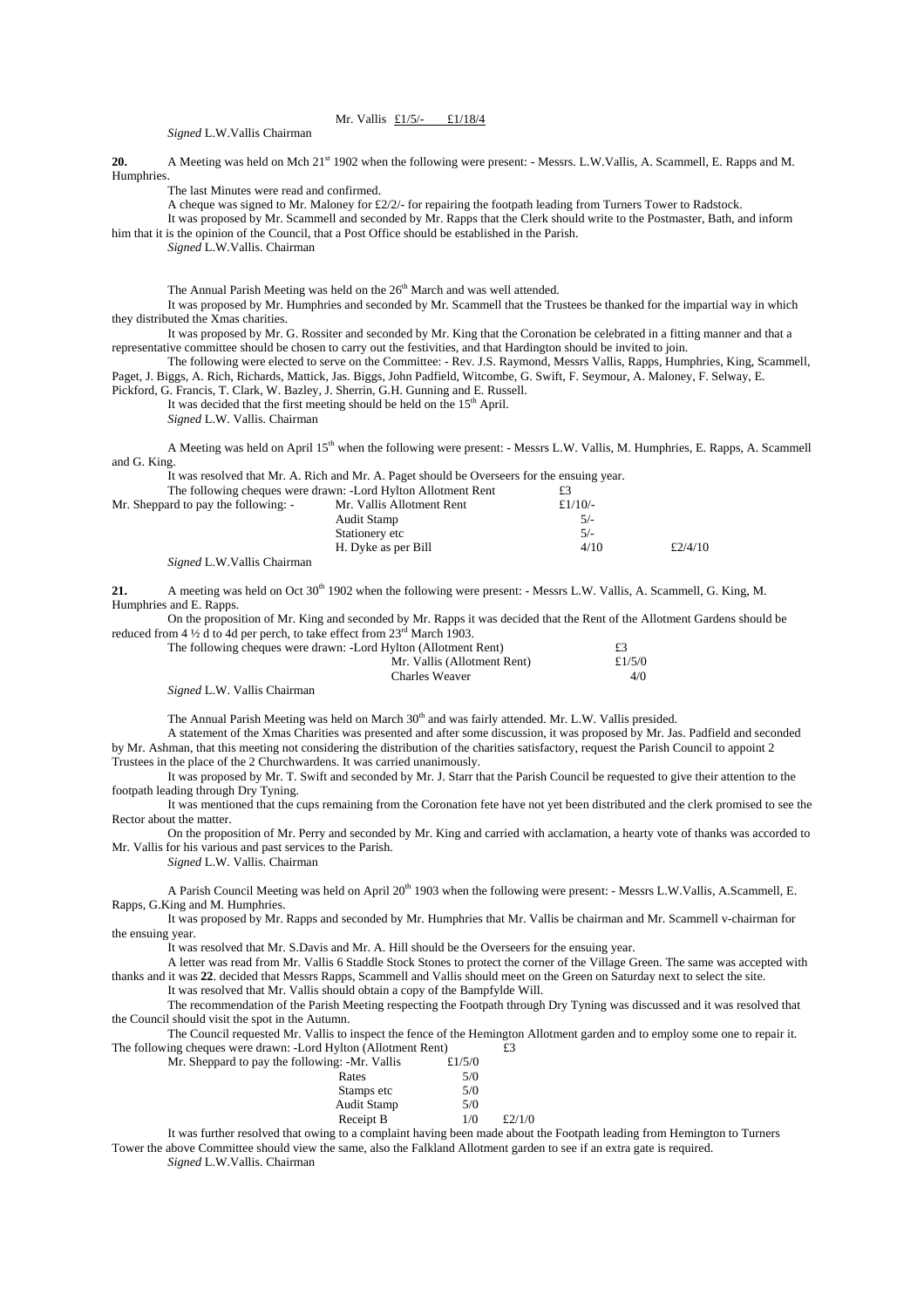Mr. Vallis £1/5/- £1/18/4

*Signed* L.W.Vallis Chairman

**20.** A Meeting was held on Mch 21st 1902 when the following were present: - Messrs. L.W.Vallis, A. Scammell, E. Rapps and M. Humphries.

The last Minutes were read and confirmed.

A cheque was signed to Mr. Maloney for £2/2/- for repairing the footpath leading from Turners Tower to Radstock.

It was proposed by Mr. Scammell and seconded by Mr. Rapps that the Clerk should write to the Postmaster, Bath, and inform him that it is the opinion of the Council, that a Post Office should be established in the Parish.

*Signed* L.W.Vallis. Chairman

The Annual Parish Meeting was held on the 26th March and was well attended.

It was proposed by Mr. Humphries and seconded by Mr. Scammell that the Trustees be thanked for the impartial way in which they distributed the Xmas charities.

It was proposed by Mr. G. Rossiter and seconded by Mr. King that the Coronation be celebrated in a fitting manner and that a representative committee should be chosen to carry out the festivities, and that Hardington should be invited to join.

The following were elected to serve on the Committee: - Rev. J.S. Raymond, Messrs Vallis, Rapps, Humphries, King, Scammell, Paget, J. Biggs, A. Rich, Richards, Mattick, Jas. Biggs, John Padfield, Witcombe, G. Swift, F. Seymour, A. Maloney, F. Selway, E. Pickford, G. Francis, T. Clark, W. Bazley, J. Sherrin, G.H. Gunning and E. Russell.

It was decided that the first meeting should be held on the 15th April.

*Signed* L.W. Vallis. Chairman

A Meeting was held on April 15th when the following were present: - Messrs L.W. Vallis, M. Humphries, E. Rapps, A. Scammell and G. King.

It was resolved that Mr. A. Rich and Mr. A. Paget should be Overseers for the ensuing year.

| | | | |
|---|---|---|---|
| The following cheques were drawn: -Lord Hylton Allotment Rent | | £3 | |
| Mr. Sheppard to pay the following: - | Mr. Vallis Allotment Rent | £1/10/- | |
| | Audit Stamp | 5/- | |
| | Stationery etc | 5/- | |
| | H. Dyke as per Bill | 4/10 | £2/4/10 |

*Signed* L.W.Vallis Chairman

**21.** A meeting was held on Oct 30th 1902 when the following were present: - Messrs L.W. Vallis, A. Scammell, G. King, M. Humphries and E. Rapps.

On the proposition of Mr. King and seconded by Mr. Rapps it was decided that the Rent of the Allotment Gardens should be reduced from 4 ½ d to 4d per perch, to take effect from 23rd March 1903.

| | |
|---|---|
| The following cheques were drawn: -Lord Hylton (Allotment Rent) | £3 |
| Mr. Vallis (Allotment Rent) | £1/5/0 |
| Charles Weaver | 4/0 |

*Signed* L.W. Vallis Chairman

The Annual Parish Meeting was held on March 30th and was fairly attended. Mr. L.W. Vallis presided.

A statement of the Xmas Charities was presented and after some discussion, it was proposed by Mr. Jas. Padfield and seconded by Mr. Ashman, that this meeting not considering the distribution of the charities satisfactory, request the Parish Council to appoint 2 Trustees in the place of the 2 Churchwardens. It was carried unanimously.

It was proposed by Mr. T. Swift and seconded by Mr. J. Starr that the Parish Council be requested to give their attention to the footpath leading through Dry Tyning.

It was mentioned that the cups remaining from the Coronation fete have not yet been distributed and the clerk promised to see the Rector about the matter.

On the proposition of Mr. Perry and seconded by Mr. King and carried with acclamation, a hearty vote of thanks was accorded to Mr. Vallis for his various and past services to the Parish.

*Signed* L.W. Vallis. Chairman

A Parish Council Meeting was held on April 20th 1903 when the following were present: - Messrs L.W.Vallis, A.Scammell, E. Rapps, G.King and M. Humphries.

It was proposed by Mr. Rapps and seconded by Mr. Humphries that Mr. Vallis be chairman and Mr. Scammell v-chairman for the ensuing year.

It was resolved that Mr. S.Davis and Mr. A. Hill should be the Overseers for the ensuing year.

A letter was read from Mr. Vallis 6 Staddle Stock Stones to protect the corner of the Village Green. The same was accepted with thanks and it was **22**. decided that Messrs Rapps, Scammell and Vallis should meet on the Green on Saturday next to select the site.

It was resolved that Mr. Vallis should obtain a copy of the Bampfylde Will.

The recommendation of the Parish Meeting respecting the Footpath through Dry Tyning was discussed and it was resolved that the Council should visit the spot in the Autumn.

The Council requested Mr. Vallis to inspect the fence of the Hemington Allotment garden and to employ some one to repair it.

| | | |
|---|---|---|
| The following cheques were drawn: -Lord Hylton (Allotment Rent) | £3 | |
| Mr. Sheppard to pay the following: -Mr. Vallis | £1/5/0 | |
| Rates | 5/0 | |
| Stamps etc | 5/0 | |
| Audit Stamp | 5/0 | |
| Receipt B | 1/0 | £2/1/0 |

It was further resolved that owing to a complaint having been made about the Footpath leading from Hemington to Turners Tower the above Committee should view the same, also the Falkland Allotment garden to see if an extra gate is required.

*Signed* L.W.Vallis. Chairman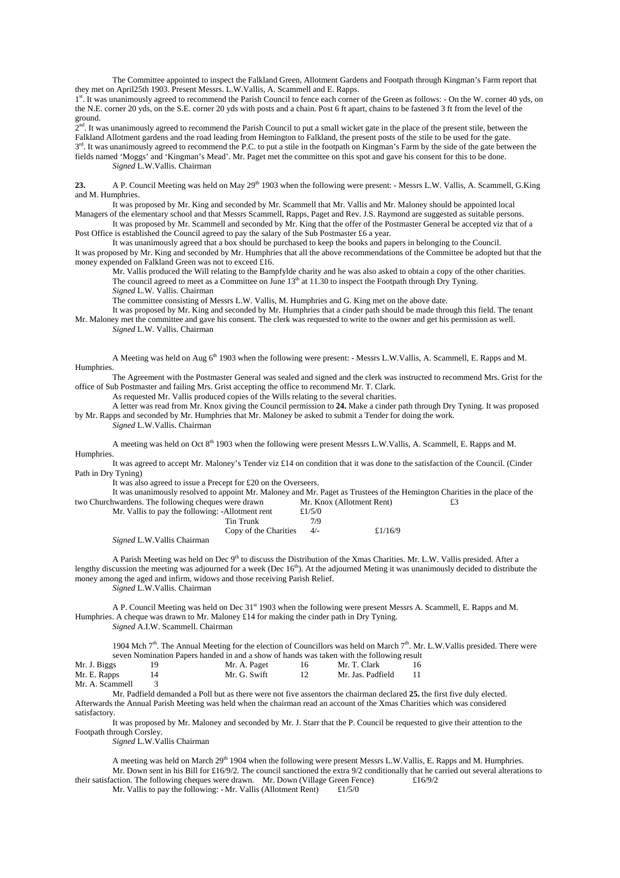The Committee appointed to inspect the Falkland Green, Allotment Gardens and Footpath through Kingman's Farm report that they met on April25th 1903. Present Messrs. L.W.Vallis, A. Scammell and E. Rapps.

1st. It was unanimously agreed to recommend the Parish Council to fence each corner of the Green as follows: - On the W. corner 40 yds, on the N.E. corner 20 yds, on the S.E. corner 20 yds with posts and a chain. Post 6 ft apart, chains to be fastened 3 ft from the level of the ground.

2nd. It was unanimously agreed to recommend the Parish Council to put a small wicket gate in the place of the present stile, between the Falkland Allotment gardens and the road leading from Hemington to Falkland, the present posts of the stile to be used for the gate.

3rd. It was unanimously agreed to recommend the P.C. to put a stile in the footpath on Kingman's Farm by the side of the gate between the fields named 'Moggs' and 'Kingman's Mead'. Mr. Paget met the committee on this spot and gave his consent for this to be done.

*Signed* L.W.Vallis. Chairman

**23.** A P. Council Meeting was held on May 29th 1903 when the following were present: - Messrs L.W. Vallis, A. Scammell, G.King and M. Humphries.

It was proposed by Mr. King and seconded by Mr. Scammell that Mr. Vallis and Mr. Maloney should be appointed local Managers of the elementary school and that Messrs Scammell, Rapps, Paget and Rev. J.S. Raymond are suggested as suitable persons.

It was proposed by Mr. Scammell and seconded by Mr. King that the offer of the Postmaster General be accepted viz that of a Post Office is established the Council agreed to pay the salary of the Sub Postmaster £6 a year.

It was unanimously agreed that a box should be purchased to keep the books and papers in belonging to the Council.

It was proposed by Mr. King and seconded by Mr. Humphries that all the above recommendations of the Committee be adopted but that the money expended on Falkland Green was not to exceed £16.

Mr. Vallis produced the Will relating to the Bampfylde charity and he was also asked to obtain a copy of the other charities.

The council agreed to meet as a Committee on June 13th at 11.30 to inspect the Footpath through Dry Tyning.

*Signed* L.W. Vallis. Chairman

The committee consisting of Messrs L.W. Vallis, M. Humphries and G. King met on the above date.

It was proposed by Mr. King and seconded by Mr. Humphries that a cinder path should be made through this field. The tenant Mr. Maloney met the committee and gave his consent. The clerk was requested to write to the owner and get his permission as well.

*Signed* L.W. Vallis. Chairman

A Meeting was held on Aug 6th 1903 when the following were present: - Messrs L.W.Vallis, A. Scammell, E. Rapps and M. Humphries.

The Agreement with the Postmaster General was sealed and signed and the clerk was instructed to recommend Mrs. Grist for the office of Sub Postmaster and failing Mrs. Grist accepting the office to recommend Mr. T. Clark.

As requested Mr. Vallis produced copies of the Wills relating to the several charities.

A letter was read from Mr. Knox giving the Council permission to **24.** Make a cinder path through Dry Tyning. It was proposed by Mr. Rapps and seconded by Mr. Humphries that Mr. Maloney be asked to submit a Tender for doing the work.

*Signed* L.W.Vallis. Chairman

A meeting was held on Oct 8th 1903 when the following were present Messrs L.W.Vallis, A. Scammell, E. Rapps and M. Humphries.

It was agreed to accept Mr. Maloney's Tender viz £14 on condition that it was done to the satisfaction of the Council. (Cinder Path in Dry Tyning)

It was also agreed to issue a Precept for £20 on the Overseers.

It was unanimously resolved to appoint Mr. Maloney and Mr. Paget as Trustees of the Hemington Charities in the place of the two Churchwardens. The following cheques were drawn Mr. Knox (Allotment Rent) £3

Mr. Vallis to pay the following: -Allotment rent £1/5/0
Tin Trunk 7/9
Copy of the Charities 4/- £1/16/9

*Signed* L.W.Vallis Chairman

A Parish Meeting was held on Dec 9th to discuss the Distribution of the Xmas Charities. Mr. L.W. Vallis presided. After a lengthy discussion the meeting was adjourned for a week (Dec 16th). At the adjourned Meting it was unanimously decided to distribute the money among the aged and infirm, widows and those receiving Parish Relief.

*Signed* L.W.Vallis. Chairman

A P. Council Meeting was held on Dec 31st 1903 when the following were present Messrs A. Scammell, E. Rapps and M. Humphries. A cheque was drawn to Mr. Maloney £14 for making the cinder path in Dry Tyning.

*Signed* A.I.W. Scammell. Chairman

1904 Mch 7th. The Annual Meeting for the election of Councillors was held on March 7th. Mr. L.W.Vallis presided. There were seven Nomination Papers handed in and a show of hands was taken with the following result

| | | | | | |
|---|---|---|---|---|---|
| Mr. J. Biggs | 19 | Mr. A. Paget | 16 | Mr. T. Clark | 16 |
| Mr. E. Rapps | 14 | Mr. G. Swift | 12 | Mr. Jas. Padfield | 11 |
| Mr. A. Scammell | 3 | | | | |

Mr. Padfield demanded a Poll but as there were not five assentors the chairman declared **25.** the first five duly elected. Afterwards the Annual Parish Meeting was held when the chairman read an account of the Xmas Charities which was considered satisfactory.

It was proposed by Mr. Maloney and seconded by Mr. J. Starr that the P. Council be requested to give their attention to the Footpath through Corsley.

*Signed* L.W.Vallis Chairman

A meeting was held on March 29th 1904 when the following were present Messrs L.W.Vallis, E. Rapps and M. Humphries.

Mr. Down sent in his Bill for £16/9/2. The council sanctioned the extra 9/2 conditionally that he carried out several alterations to their satisfaction. The following cheques were drawn. Mr. Down (Village Green Fence) £16/9/2

Mr. Vallis to pay the following: - Mr. Vallis (Allotment Rent) £1/5/0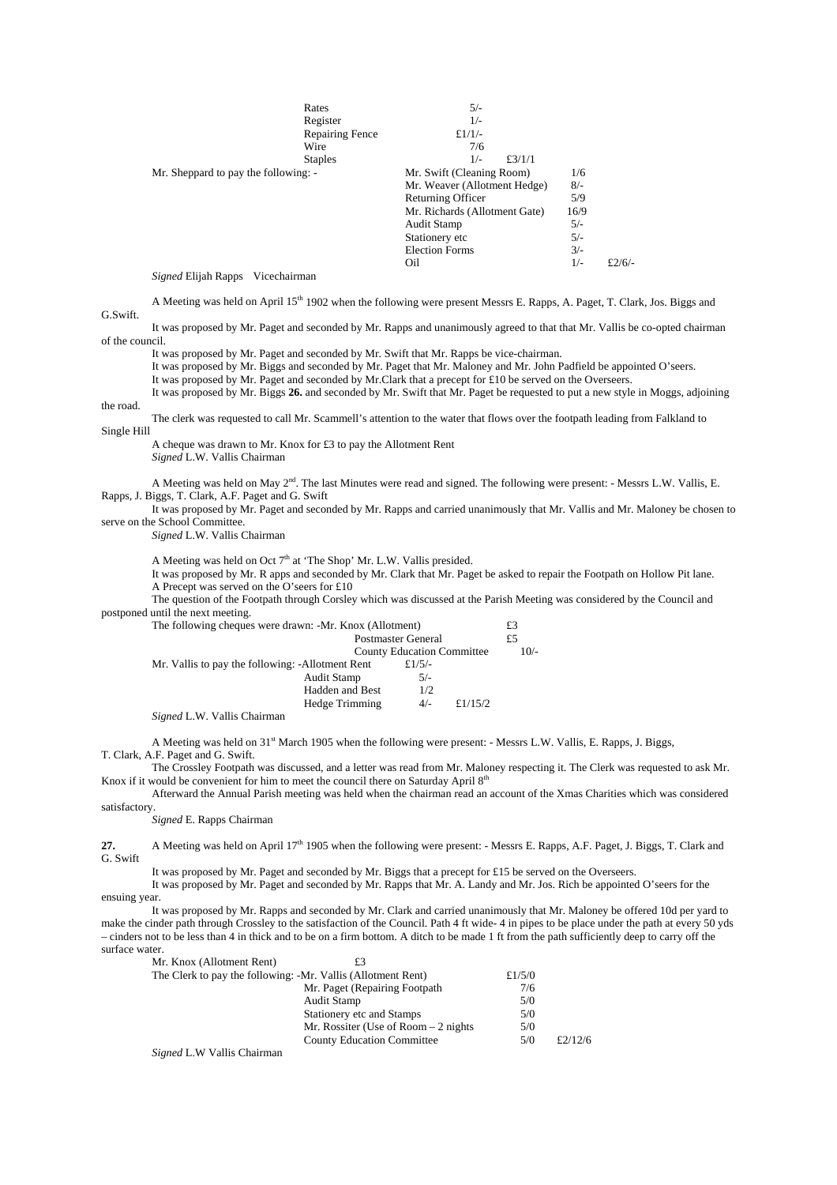| | | | | |
|---|---|---|---|---|
| | Rates | 5/- | | |
| | Register | 1/- | | |
| | Repairing Fence | £1/1/- | | |
| | Wire | 7/6 | | |
| | Staples | 1/- | £3/1/1 | |

| | | | |
|---|---|---|---|
| Mr. Sheppard to pay the following: - | Mr. Swift (Cleaning Room) | 1/6 | |
| | Mr. Weaver (Allotment Hedge) | 8/- | |
| | Returning Officer | 5/9 | |
| | Mr. Richards (Allotment Gate) | 16/9 | |
| | Audit Stamp | 5/- | |
| | Stationery etc | 5/- | |
| | Election Forms | 3/- | |
| | Oil | 1/- | £2/6/- |

*Signed* Elijah Rapps Vicechairman

A Meeting was held on April 15th 1902 when the following were present Messrs E. Rapps, A. Paget, T. Clark, Jos. Biggs and G.Swift.

It was proposed by Mr. Paget and seconded by Mr. Rapps and unanimously agreed to that that Mr. Vallis be co-opted chairman of the council.

It was proposed by Mr. Paget and seconded by Mr. Swift that Mr. Rapps be vice-chairman.

It was proposed by Mr. Biggs and seconded by Mr. Paget that Mr. Maloney and Mr. John Padfield be appointed O'seers.

It was proposed by Mr. Paget and seconded by Mr.Clark that a precept for £10 be served on the Overseers.

It was proposed by Mr. Biggs **26.** and seconded by Mr. Swift that Mr. Paget be requested to put a new style in Moggs, adjoining the road.

The clerk was requested to call Mr. Scammell's attention to the water that flows over the footpath leading from Falkland to Single Hill

A cheque was drawn to Mr. Knox for £3 to pay the Allotment Rent

*Signed* L.W. Vallis Chairman

A Meeting was held on May 2nd. The last Minutes were read and signed. The following were present: - Messrs L.W. Vallis, E. Rapps, J. Biggs, T. Clark, A.F. Paget and G. Swift

It was proposed by Mr. Paget and seconded by Mr. Rapps and carried unanimously that Mr. Vallis and Mr. Maloney be chosen to serve on the School Committee.

*Signed* L.W. Vallis Chairman

A Meeting was held on Oct 7th at 'The Shop' Mr. L.W. Vallis presided.

It was proposed by Mr. R apps and seconded by Mr. Clark that Mr. Paget be asked to repair the Footpath on Hollow Pit lane.

A Precept was served on the O'seers for £10

The question of the Footpath through Corsley which was discussed at the Parish Meeting was considered by the Council and postponed until the next meeting.

| | | |
|---|---|---|
| The following cheques were drawn: -Mr. Knox (Allotment) | | £3 |
| | Postmaster General | £5 |
| | County Education Committee | 10/- |

| | | | |
|---|---|---|---|
| Mr. Vallis to pay the following: -Allotment Rent | | £1/5/- | |
| | Audit Stamp | 5/- | |
| | Hadden and Best | 1/2 | |
| | Hedge Trimming | 4/- | £1/15/2 |

*Signed* L.W. Vallis Chairman

A Meeting was held on 31st March 1905 when the following were present: - Messrs L.W. Vallis, E. Rapps, J. Biggs, T. Clark, A.F. Paget and G. Swift.

The Crossley Footpath was discussed, and a letter was read from Mr. Maloney respecting it. The Clerk was requested to ask Mr. Knox if it would be convenient for him to meet the council there on Saturday April 8th

Afterward the Annual Parish meeting was held when the chairman read an account of the Xmas Charities which was considered satisfactory.

*Signed* E. Rapps Chairman

**27.** A Meeting was held on April 17th 1905 when the following were present: - Messrs E. Rapps, A.F. Paget, J. Biggs, T. Clark and G. Swift

It was proposed by Mr. Paget and seconded by Mr. Biggs that a precept for £15 be served on the Overseers.

It was proposed by Mr. Paget and seconded by Mr. Rapps that Mr. A. Landy and Mr. Jos. Rich be appointed O'seers for the ensuing year.

It was proposed by Mr. Rapps and seconded by Mr. Clark and carried unanimously that Mr. Maloney be offered 10d per yard to make the cinder path through Crossley to the satisfaction of the Council. Path 4 ft wide- 4 in pipes to be place under the path at every 50 yds – cinders not to be less than 4 in thick and to be on a firm bottom. A ditch to be made 1 ft from the path sufficiently deep to carry off the surface water.

| | | | |
|---|---|---|---|
| Mr. Knox (Allotment Rent) | £3 | | |
| The Clerk to pay the following: -Mr. Vallis (Allotment Rent) | | £1/5/0 | |
| | Mr. Paget (Repairing Footpath | 7/6 | |
| | Audit Stamp | 5/0 | |
| | Stationery etc and Stamps | 5/0 | |
| | Mr. Rossiter (Use of Room – 2 nights | 5/0 | |
| | County Education Committee | 5/0 | £2/12/6 |

*Signed* L.W Vallis Chairman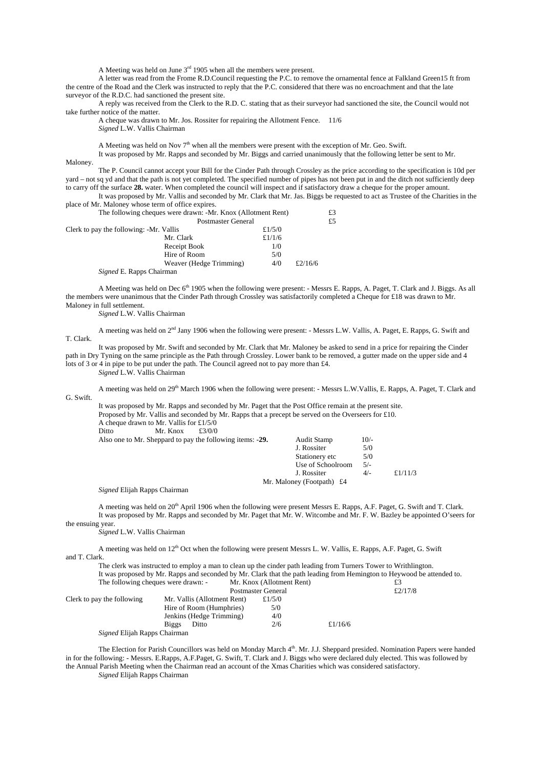A Meeting was held on June 3rd 1905 when all the members were present.

A letter was read from the Frome R.D.Council requesting the P.C. to remove the ornamental fence at Falkland Green15 ft from the centre of the Road and the Clerk was instructed to reply that the P.C. considered that there was no encroachment and that the late surveyor of the R.D.C. had sanctioned the present site.

A reply was received from the Clerk to the R.D. C. stating that as their surveyor had sanctioned the site, the Council would not take further notice of the matter.

A cheque was drawn to Mr. Jos. Rossiter for repairing the Allotment Fence. 11/6

*Signed* L.W. Vallis Chairman

A Meeting was held on Nov 7th when all the members were present with the exception of Mr. Geo. Swift.

It was proposed by Mr. Rapps and seconded by Mr. Biggs and carried unanimously that the following letter be sent to Mr. Maloney.

The P. Council cannot accept your Bill for the Cinder Path through Crossley as the price according to the specification is 10d per yard – not sq yd and that the path is not yet completed. The specified number of pipes has not been put in and the ditch not sufficiently deep to carry off the surface **28.** water. When completed the council will inspect and if satisfactory draw a cheque for the proper amount.

It was proposed by Mr. Vallis and seconded by Mr. Clark that Mr. Jas. Biggs be requested to act as Trustee of the Charities in the place of Mr. Maloney whose term of office expires.

| | | | |
|---|---|---|---|
| The following cheques were drawn: -Mr. Knox (Allotment Rent) | | | £3 |
| Postmaster General | | | £5 |
| Clerk to pay the following: -Mr. Vallis | £1/5/0 | | |
| Mr. Clark | £1/1/6 | | |
| Receipt Book | 1/0 | | |
| Hire of Room | 5/0 | | |
| Weaver (Hedge Trimming) | 4/0 | £2/16/6 | |

*Signed* E. Rapps Chairman

A Meeting was held on Dec 6th 1905 when the following were present: - Messrs E. Rapps, A. Paget, T. Clark and J. Biggs. As all the members were unanimous that the Cinder Path through Crossley was satisfactorily completed a Cheque for £18 was drawn to Mr. Maloney in full settlement.

*Signed* L.W. Vallis Chairman

A meeting was held on 2nd Jany 1906 when the following were present: - Messrs L.W. Vallis, A. Paget, E. Rapps, G. Swift and T. Clark.

It was proposed by Mr. Swift and seconded by Mr. Clark that Mr. Maloney be asked to send in a price for repairing the Cinder path in Dry Tyning on the same principle as the Path through Crossley. Lower bank to be removed, a gutter made on the upper side and 4 lots of 3 or 4 in pipe to be put under the path. The Council agreed not to pay more than £4.

*Signed* L.W. Vallis Chairman

A meeting was held on 29th March 1906 when the following were present: - Messrs L.W.Vallis, E. Rapps, A. Paget, T. Clark and G. Swift.

It was proposed by Mr. Rapps and seconded by Mr. Paget that the Post Office remain at the present site.

Proposed by Mr. Vallis and seconded by Mr. Rapps that a precept be served on the Overseers for £10.

A cheque drawn to Mr. Vallis for £1/5/0

Ditto Mr. Knox £3/0/0

| | | | |
|---|---|---|---|
| Also one to Mr. Sheppard to pay the following items: -**29.** | Audit Stamp | 10/- | |
| | J. Rossiter | 5/0 | |
| | Stationery etc | 5/0 | |
| | Use of Schoolroom | 5/- | |
| | J. Rossiter | 4/- | £1/11/3 |
| | Mr. Maloney (Footpath) £4 | | |

*Signed* Elijah Rapps Chairman

A meeting was held on 20th April 1906 when the following were present Messrs E. Rapps, A.F. Paget, G. Swift and T. Clark.

It was proposed by Mr. Rapps and seconded by Mr. Paget that Mr. W. Witcombe and Mr. F. W. Bazley be appointed O'seers for the ensuing year.

*Signed* L.W. Vallis Chairman

A meeting was held on 12th Oct when the following were present Messrs L. W. Vallis, E. Rapps, A.F. Paget, G. Swift and T. Clark.

The clerk was instructed to employ a man to clean up the cinder path leading from Turners Tower to Writhlington.

It was proposed by Mr. Rapps and seconded by Mr. Clark that the path leading from Hemington to Heywood be attended to.

| | | | | |
|---|---|---|---|---|
| The following cheques were drawn: - | Mr. Knox (Allotment Rent) | | | £3 |
| | Postmaster General | | | £2/17/8 |
| Clerk to pay the following | Mr. Vallis (Allotment Rent) | £1/5/0 | | |
| | Hire of Room (Humphries) | 5/0 | | |
| | Jenkins (Hedge Trimming) | 4/0 | | |
| | Biggs Ditto | 2/6 | £1/16/6 | |

*Signed* Elijah Rapps Chairman

The Election for Parish Councillors was held on Monday March 4th. Mr. J.J. Sheppard presided. Nomination Papers were handed in for the following: - Messrs. E.Rapps, A.F.Paget, G. Swift, T. Clark and J. Biggs who were declared duly elected. This was followed by the Annual Parish Meeting when the Chairman read an account of the Xmas Charities which was considered satisfactory.

*Signed* Elijah Rapps Chairman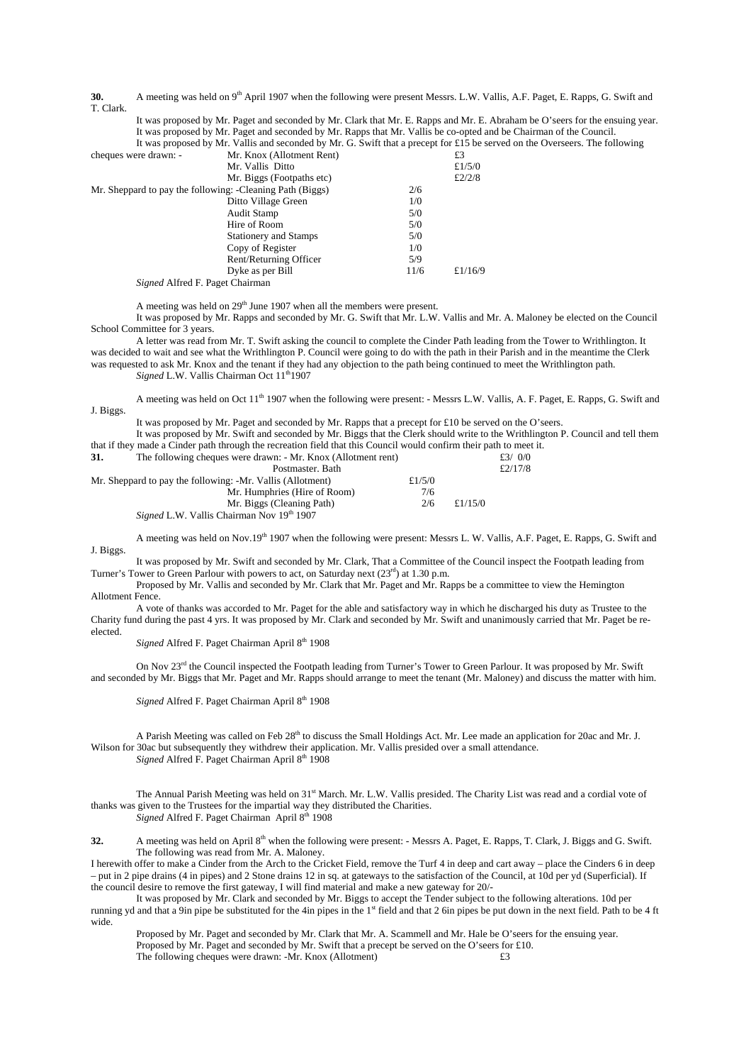**30.** A meeting was held on 9th April 1907 when the following were present Messrs. L.W. Vallis, A.F. Paget, E. Rapps, G. Swift and T. Clark.

It was proposed by Mr. Paget and seconded by Mr. Clark that Mr. E. Rapps and Mr. E. Abraham be O'seers for the ensuing year.
It was proposed by Mr. Paget and seconded by Mr. Rapps that Mr. Vallis be co-opted and be Chairman of the Council.
It was proposed by Mr. Vallis and seconded by Mr. G. Swift that a precept for £15 be served on the Overseers. The following cheques were drawn: -

| | | | |
|---|---|---|---|
| cheques were drawn: - | Mr. Knox (Allotment Rent) | | £3 |
| | Mr. Vallis Ditto | | £1/5/0 |
| | Mr. Biggs (Footpaths etc) | | £2/2/8 |
| Mr. Sheppard to pay the following: - | Cleaning Path (Biggs) | 2/6 | |
| | Ditto Village Green | 1/0 | |
| | Audit Stamp | 5/0 | |
| | Hire of Room | 5/0 | |
| | Stationery and Stamps | 5/0 | |
| | Copy of Register | 1/0 | |
| | Rent/Returning Officer | 5/9 | |
| | Dyke as per Bill | 11/6 | £1/16/9 |

*Signed* Alfred F. Paget Chairman

A meeting was held on 29th June 1907 when all the members were present.

It was proposed by Mr. Rapps and seconded by Mr. G. Swift that Mr. L.W. Vallis and Mr. A. Maloney be elected on the Council School Committee for 3 years.

A letter was read from Mr. T. Swift asking the council to complete the Cinder Path leading from the Tower to Writhlington. It was decided to wait and see what the Writhlington P. Council were going to do with the path in their Parish and in the meantime the Clerk was requested to ask Mr. Knox and the tenant if they had any objection to the path being continued to meet the Writhlington path.

*Signed* L.W. Vallis Chairman Oct 11th 1907

A meeting was held on Oct 11th 1907 when the following were present: - Messrs L.W. Vallis, A. F. Paget, E. Rapps, G. Swift and J. Biggs.

It was proposed by Mr. Paget and seconded by Mr. Rapps that a precept for £10 be served on the O'seers.

It was proposed by Mr. Swift and seconded by Mr. Biggs that the Clerk should write to the Writhlington P. Council and tell them that if they made a Cinder path through the recreation field that this Council would confirm their path to meet it.

| | | | |
|---|---|---|---|
| **31.** The following cheques were drawn: - | Mr. Knox (Allotment rent) | | £3/ 0/0 |
| | Postmaster. Bath | | £2/17/8 |
| Mr. Sheppard to pay the following: - | Mr. Vallis (Allotment) | £1/5/0 | |
| | Mr. Humphries (Hire of Room) | 7/6 | |
| | Mr. Biggs (Cleaning Path) | 2/6 | £1/15/0 |

*Signed* L.W. Vallis Chairman Nov 19th 1907

A meeting was held on Nov.19th 1907 when the following were present: Messrs L. W. Vallis, A.F. Paget, E. Rapps, G. Swift and J. Biggs.

It was proposed by Mr. Swift and seconded by Mr. Clark, That a Committee of the Council inspect the Footpath leading from Turner's Tower to Green Parlour with powers to act, on Saturday next (23rd) at 1.30 p.m.

Proposed by Mr. Vallis and seconded by Mr. Clark that Mr. Paget and Mr. Rapps be a committee to view the Hemington Allotment Fence.

A vote of thanks was accorded to Mr. Paget for the able and satisfactory way in which he discharged his duty as Trustee to the Charity fund during the past 4 yrs. It was proposed by Mr. Clark and seconded by Mr. Swift and unanimously carried that Mr. Paget be re-elected.

*Signed* Alfred F. Paget Chairman April 8th 1908

On Nov 23rd the Council inspected the Footpath leading from Turner's Tower to Green Parlour. It was proposed by Mr. Swift and seconded by Mr. Biggs that Mr. Paget and Mr. Rapps should arrange to meet the tenant (Mr. Maloney) and discuss the matter with him.

*Signed* Alfred F. Paget Chairman April 8th 1908

A Parish Meeting was called on Feb 28th to discuss the Small Holdings Act. Mr. Lee made an application for 20ac and Mr. J. Wilson for 30ac but subsequently they withdrew their application. Mr. Vallis presided over a small attendance.

*Signed* Alfred F. Paget Chairman April 8th 1908

The Annual Parish Meeting was held on 31st March. Mr. L.W. Vallis presided. The Charity List was read and a cordial vote of thanks was given to the Trustees for the impartial way they distributed the Charities.

*Signed* Alfred F. Paget Chairman April 8th 1908

**32.** A meeting was held on April 8th when the following were present: - Messrs A. Paget, E. Rapps, T. Clark, J. Biggs and G. Swift. The following was read from Mr. A. Maloney.

I herewith offer to make a Cinder from the Arch to the Cricket Field, remove the Turf 4 in deep and cart away – place the Cinders 6 in deep – put in 2 pipe drains (4 in pipes) and 2 Stone drains 12 in sq. at gateways to the satisfaction of the Council, at 10d per yd (Superficial). If the council desire to remove the first gateway, I will find material and make a new gateway for 20/-

It was proposed by Mr. Clark and seconded by Mr. Biggs to accept the Tender subject to the following alterations. 10d per running yd and that a 9in pipe be substituted for the 4in pipes in the 1st field and that 2 6in pipes be put down in the next field. Path to be 4 ft wide.

Proposed by Mr. Paget and seconded by Mr. Clark that Mr. A. Scammell and Mr. Hale be O'seers for the ensuing year.
Proposed by Mr. Paget and seconded by Mr. Swift that a precept be served on the O'seers for £10.
The following cheques were drawn: -Mr. Knox (Allotment) £3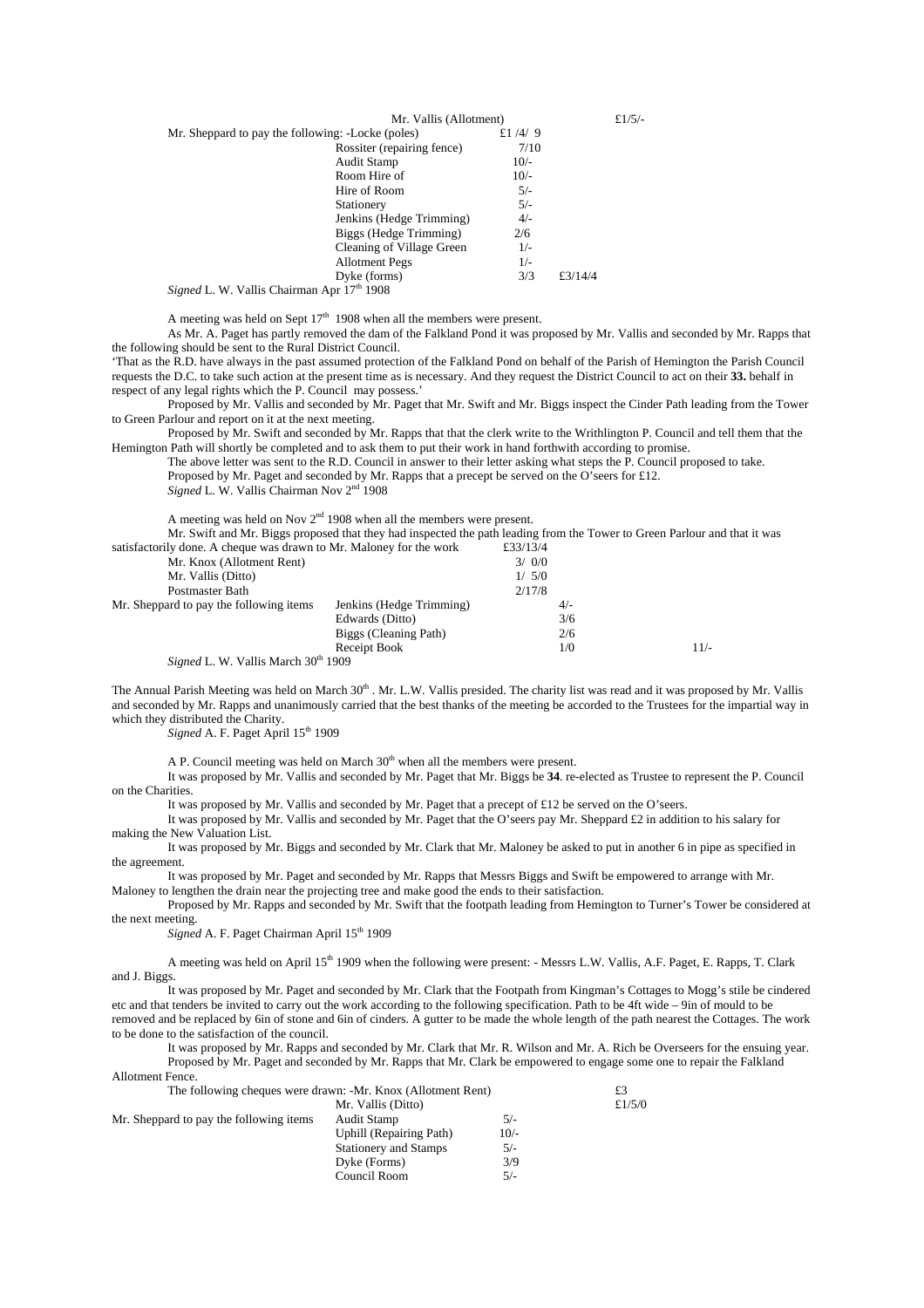| | | | |
|---|---|---|---|
| | Mr. Vallis (Allotment) | | £1/5/- |
| Mr. Sheppard to pay the following: -Locke (poles) | | £1 /4/ 9 | |
| | Rossiter (repairing fence) | 7/10 | |
| | Audit Stamp | 10/- | |
| | Room Hire of | 10/- | |
| | Hire of Room | 5/- | |
| | Stationery | 5/- | |
| | Jenkins (Hedge Trimming) | 4/- | |
| | Biggs (Hedge Trimming) | 2/6 | |
| | Cleaning of Village Green | 1/- | |
| | Allotment Pegs | 1/- | |
| | Dyke (forms) | 3/3 | £3/14/4 |

*Signed* L. W. Vallis Chairman Apr 17th 1908

A meeting was held on Sept 17th 1908 when all the members were present.

As Mr. A. Paget has partly removed the dam of the Falkland Pond it was proposed by Mr. Vallis and seconded by Mr. Rapps that the following should be sent to the Rural District Council.

'That as the R.D. have always in the past assumed protection of the Falkland Pond on behalf of the Parish of Hemington the Parish Council requests the D.C. to take such action at the present time as is necessary. And they request the District Council to act on their **33.** behalf in respect of any legal rights which the P. Council may possess.'

Proposed by Mr. Vallis and seconded by Mr. Paget that Mr. Swift and Mr. Biggs inspect the Cinder Path leading from the Tower to Green Parlour and report on it at the next meeting.

Proposed by Mr. Swift and seconded by Mr. Rapps that that the clerk write to the Writhlington P. Council and tell them that the Hemington Path will shortly be completed and to ask them to put their work in hand forthwith according to promise.

The above letter was sent to the R.D. Council in answer to their letter asking what steps the P. Council proposed to take.

Proposed by Mr. Paget and seconded by Mr. Rapps that a precept be served on the O'seers for £12.

*Signed* L. W. Vallis Chairman Nov 2nd 1908

A meeting was held on Nov 2nd 1908 when all the members were present.

Mr. Swift and Mr. Biggs proposed that they had inspected the path leading from the Tower to Green Parlour and that it was satisfactorily done. A cheque was drawn to Mr. Maloney for the work £33/13/4

| | | | | |
|---|---|---|---|---|
| Mr. Knox (Allotment Rent) | | 3/ 0/0 | | |
| Mr. Vallis (Ditto) | | 1/ 5/0 | | |
| Postmaster Bath | | 2/17/8 | | |
| Mr. Sheppard to pay the following items | Jenkins (Hedge Trimming) | | 4/- | |
| | Edwards (Ditto) | | 3/6 | |
| | Biggs (Cleaning Path) | | 2/6 | |
| | Receipt Book | | 1/0 | 11/- |

*Signed* L. W. Vallis March 30th 1909

The Annual Parish Meeting was held on March 30th . Mr. L.W. Vallis presided. The charity list was read and it was proposed by Mr. Vallis and seconded by Mr. Rapps and unanimously carried that the best thanks of the meeting be accorded to the Trustees for the impartial way in which they distributed the Charity.

*Signed* A. F. Paget April 15th 1909

A P. Council meeting was held on March 30th when all the members were present.

It was proposed by Mr. Vallis and seconded by Mr. Paget that Mr. Biggs be **34**. re-elected as Trustee to represent the P. Council on the Charities.

It was proposed by Mr. Vallis and seconded by Mr. Paget that a precept of £12 be served on the O'seers.

It was proposed by Mr. Vallis and seconded by Mr. Paget that the O'seers pay Mr. Sheppard £2 in addition to his salary for making the New Valuation List.

It was proposed by Mr. Biggs and seconded by Mr. Clark that Mr. Maloney be asked to put in another 6 in pipe as specified in the agreement.

It was proposed by Mr. Paget and seconded by Mr. Rapps that Messrs Biggs and Swift be empowered to arrange with Mr. Maloney to lengthen the drain near the projecting tree and make good the ends to their satisfaction.

Proposed by Mr. Rapps and seconded by Mr. Swift that the footpath leading from Hemington to Turner's Tower be considered at the next meeting.

*Signed* A. F. Paget Chairman April 15th 1909

A meeting was held on April 15th 1909 when the following were present: - Messrs L.W. Vallis, A.F. Paget, E. Rapps, T. Clark and J. Biggs.

It was proposed by Mr. Paget and seconded by Mr. Clark that the Footpath from Kingman's Cottages to Mogg's stile be cindered etc and that tenders be invited to carry out the work according to the following specification. Path to be 4ft wide – 9in of mould to be removed and be replaced by 6in of stone and 6in of cinders. A gutter to be made the whole length of the path nearest the Cottages. The work to be done to the satisfaction of the council.

It was proposed by Mr. Rapps and seconded by Mr. Clark that Mr. R. Wilson and Mr. A. Rich be Overseers for the ensuing year.

Proposed by Mr. Paget and seconded by Mr. Rapps that Mr. Clark be empowered to engage some one to repair the Falkland Allotment Fence.

| | | | |
|---|---|---|---|
| The following cheques were drawn: -Mr. Knox (Allotment Rent) | | | £3 |
| | Mr. Vallis (Ditto) | | £1/5/0 |
| Mr. Sheppard to pay the following items | Audit Stamp | 5/- | |
| | Uphill (Repairing Path) | 10/- | |
| | Stationery and Stamps | 5/- | |
| | Dyke (Forms) | 3/9 | |
| | Council Room | 5/- | |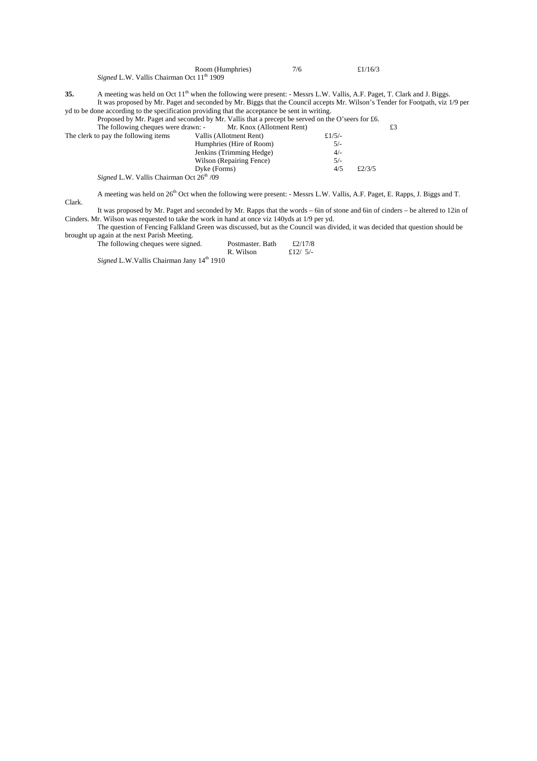| | | |
|---|---|---|
| Room (Humphries) | 7/6 | £1/16/3 |

*Signed* L.W. Vallis Chairman Oct 11th 1909

**35.** A meeting was held on Oct 11th when the following were present: - Messrs L.W. Vallis, A.F. Paget, T. Clark and J. Biggs.

It was proposed by Mr. Paget and seconded by Mr. Biggs that the Council accepts Mr. Wilson's Tender for Footpath, viz 1/9 per yd to be done according to the specification providing that the acceptance be sent in writing.

Proposed by Mr. Paget and seconded by Mr. Vallis that a precept be served on the O'seers for £6.

| | | | | |
|---|---|---|---|---|
| The following cheques were drawn: - | Mr. Knox (Allotment Rent) | | | £3 |
| The clerk to pay the following items | Vallis (Allotment Rent) | £1/5/- | | |
| | Humphries (Hire of Room) | 5/- | | |
| | Jenkins (Trimming Hedge) | 4/- | | |
| | Wilson (Repairing Fence) | 5/- | | |
| | Dyke (Forms) | 4/5 | £2/3/5 | |

*Signed* L.W. Vallis Chairman Oct 26th /09

A meeting was held on 26th Oct when the following were present: - Messrs L.W. Vallis, A.F. Paget, E. Rapps, J. Biggs and T. Clark.

It was proposed by Mr. Paget and seconded by Mr. Rapps that the words – 6in of stone and 6in of cinders – be altered to 12in of Cinders. Mr. Wilson was requested to take the work in hand at once viz 140yds at 1/9 per yd.

The question of Fencing Falkland Green was discussed, but as the Council was divided, it was decided that question should be brought up again at the next Parish Meeting.

| | | |
|---|---|---|
| The following cheques were signed. | Postmaster. Bath | £2/17/8 |
| | R. Wilson | £12/ 5/- |

*Signed* L.W.Vallis Chairman Jany 14th 1910